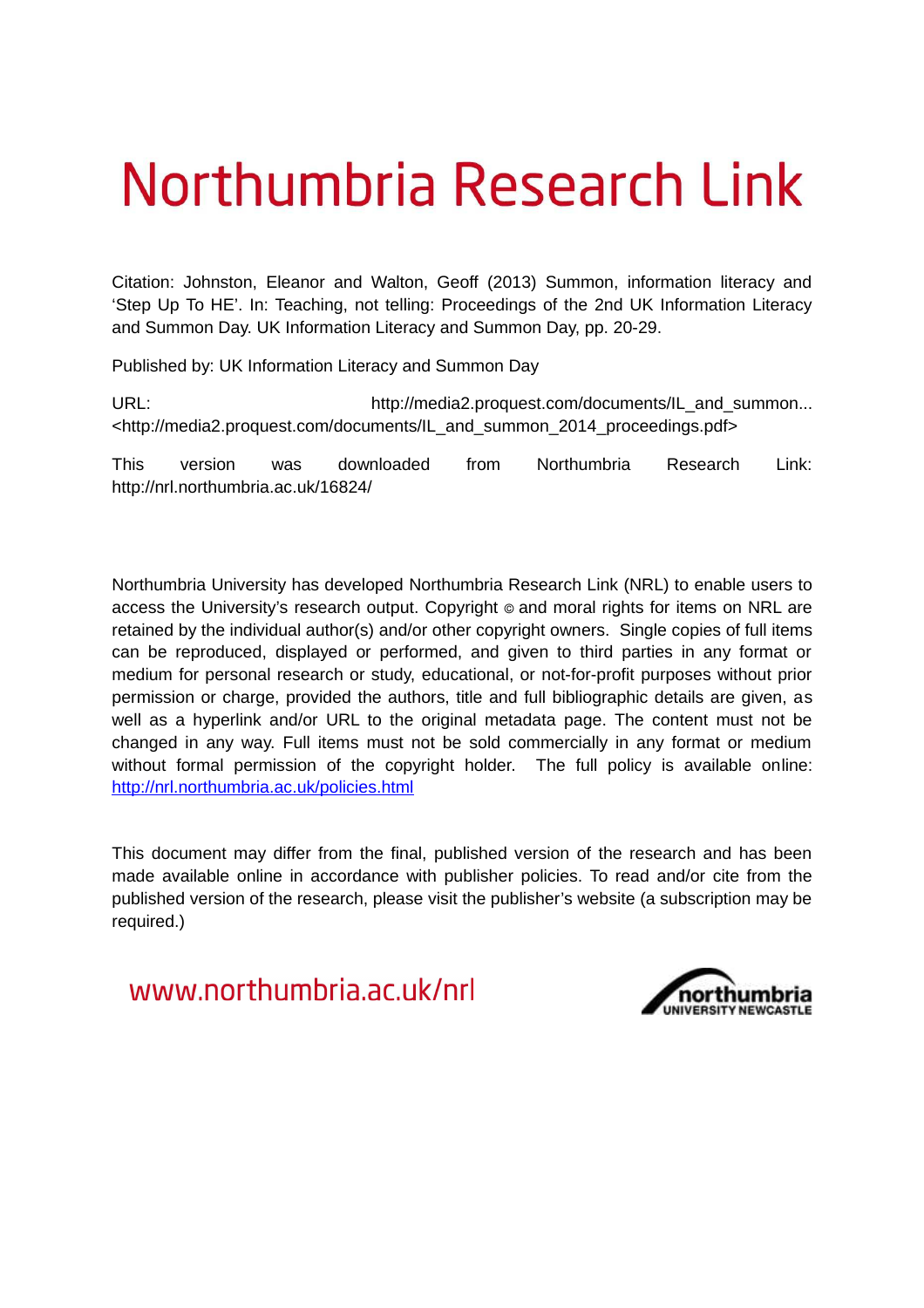# Northumbria Research Link

Citation: Johnston, Eleanor and Walton, Geoff (2013) Summon, information literacy and 'Step Up To HE'. In: Teaching, not telling: Proceedings of the 2nd UK Information Literacy and Summon Day. UK Information Literacy and Summon Day, pp. 20-29.

Published by: UK Information Literacy and Summon Day

URL: http://media2.proquest.com/documents/IL_and_summon... <http://media2.proquest.com/documents/IL_and_summon_2014_proceedings.pdf>

This version was downloaded from Northumbria Research Link: http://nrl.northumbria.ac.uk/16824/

Northumbria University has developed Northumbria Research Link (NRL) to enable users to access the University's research output. Copyright © and moral rights for items on NRL are retained by the individual author(s) and/or other copyright owners. Single copies of full items can be reproduced, displayed or performed, and given to third parties in any format or medium for personal research or study, educational, or not-for-profit purposes without prior permission or charge, provided the authors, title and full bibliographic details are given, as well as a hyperlink and/or URL to the original metadata page. The content must not be changed in any way. Full items must not be sold commercially in any format or medium without formal permission of the copyright holder. The full policy is available online: http://nrl.northumbria.ac.uk/policies.html

This document may differ from the final, published version of the research and has been made available online in accordance with publisher policies. To read and/or cite from the published version of the research, please visit the publisher's website (a subscription may be required.)

www.northumbria.ac.uk/nrl

northumbria UNIVERSITY NEWCASTLE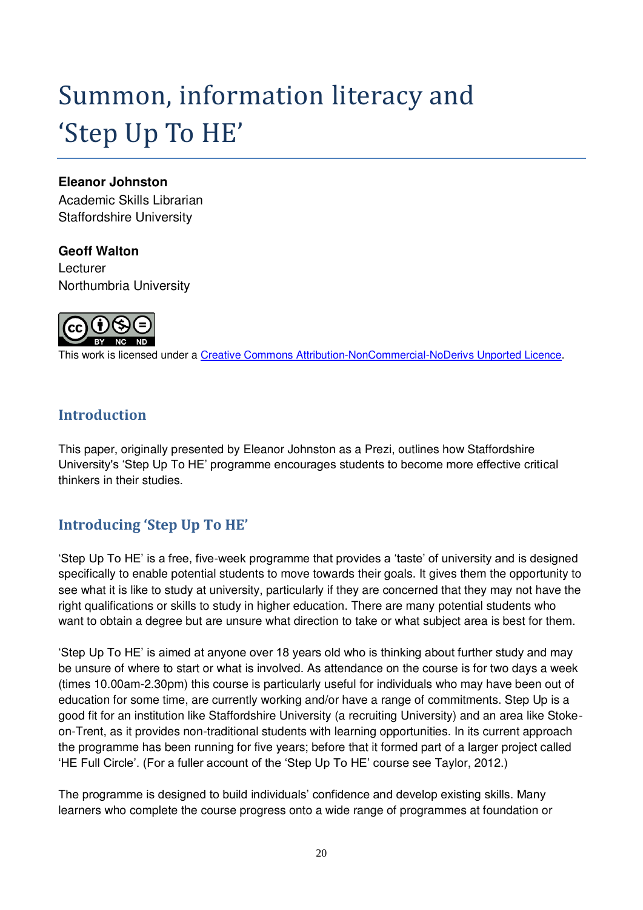# Summon, information literacy and 'Step Up To HE'

**Eleanor Johnston**
Academic Skills Librarian
Staffordshire University

**Geoff Walton**
Lecturer
Northumbria University

This work is licensed under a [Creative Commons Attribution-NonCommercial-NoDerivs Unported Licence](http://creativecommons.org/licenses/by-nc-nd/3.0/).

## Introduction

This paper, originally presented by Eleanor Johnston as a Prezi, outlines how Staffordshire University's 'Step Up To HE' programme encourages students to become more effective critical thinkers in their studies.

## Introducing 'Step Up To HE'

'Step Up To HE' is a free, five-week programme that provides a 'taste' of university and is designed specifically to enable potential students to move towards their goals. It gives them the opportunity to see what it is like to study at university, particularly if they are concerned that they may not have the right qualifications or skills to study in higher education. There are many potential students who want to obtain a degree but are unsure what direction to take or what subject area is best for them.

'Step Up To HE' is aimed at anyone over 18 years old who is thinking about further study and may be unsure of where to start or what is involved. As attendance on the course is for two days a week (times 10.00am-2.30pm) this course is particularly useful for individuals who may have been out of education for some time, are currently working and/or have a range of commitments. Step Up is a good fit for an institution like Staffordshire University (a recruiting University) and an area like Stoke-on-Trent, as it provides non-traditional students with learning opportunities. In its current approach the programme has been running for five years; before that it formed part of a larger project called 'HE Full Circle'. (For a fuller account of the 'Step Up To HE' course see Taylor, 2012.)

The programme is designed to build individuals' confidence and develop existing skills. Many learners who complete the course progress onto a wide range of programmes at foundation or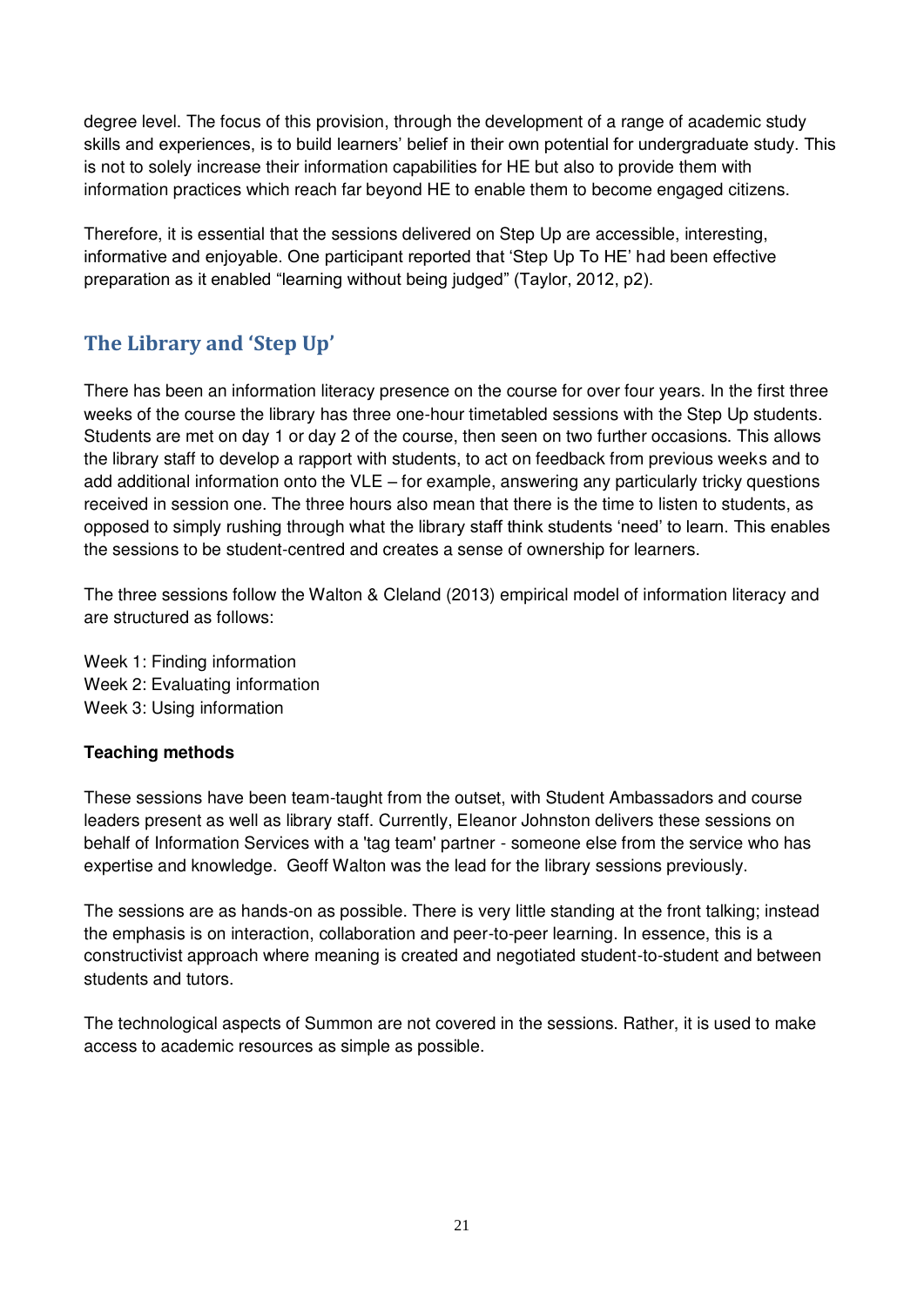degree level. The focus of this provision, through the development of a range of academic study skills and experiences, is to build learners' belief in their own potential for undergraduate study. This is not to solely increase their information capabilities for HE but also to provide them with information practices which reach far beyond HE to enable them to become engaged citizens.

Therefore, it is essential that the sessions delivered on Step Up are accessible, interesting, informative and enjoyable. One participant reported that 'Step Up To HE' had been effective preparation as it enabled "learning without being judged" (Taylor, 2012, p2).

## The Library and 'Step Up'

There has been an information literacy presence on the course for over four years. In the first three weeks of the course the library has three one-hour timetabled sessions with the Step Up students. Students are met on day 1 or day 2 of the course, then seen on two further occasions. This allows the library staff to develop a rapport with students, to act on feedback from previous weeks and to add additional information onto the VLE – for example, answering any particularly tricky questions received in session one. The three hours also mean that there is the time to listen to students, as opposed to simply rushing through what the library staff think students 'need' to learn. This enables the sessions to be student-centred and creates a sense of ownership for learners.

The three sessions follow the Walton & Cleland (2013) empirical model of information literacy and are structured as follows:

Week 1: Finding information
Week 2: Evaluating information
Week 3: Using information

### Teaching methods

These sessions have been team-taught from the outset, with Student Ambassadors and course leaders present as well as library staff. Currently, Eleanor Johnston delivers these sessions on behalf of Information Services with a 'tag team' partner - someone else from the service who has expertise and knowledge. Geoff Walton was the lead for the library sessions previously.

The sessions are as hands-on as possible. There is very little standing at the front talking; instead the emphasis is on interaction, collaboration and peer-to-peer learning. In essence, this is a constructivist approach where meaning is created and negotiated student-to-student and between students and tutors.

The technological aspects of Summon are not covered in the sessions. Rather, it is used to make access to academic resources as simple as possible.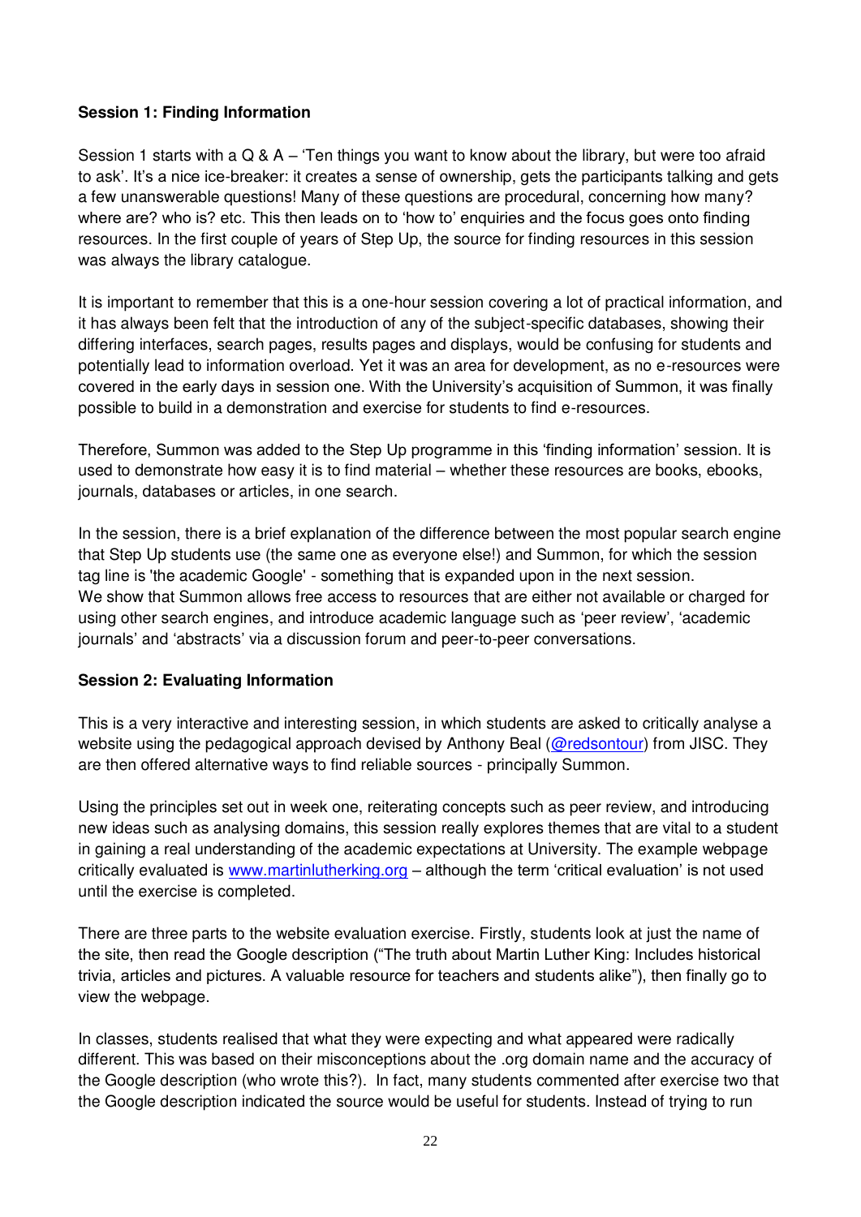**Session 1: Finding Information**

Session 1 starts with a Q & A – 'Ten things you want to know about the library, but were too afraid to ask'. It's a nice ice-breaker: it creates a sense of ownership, gets the participants talking and gets a few unanswerable questions! Many of these questions are procedural, concerning how many? where are? who is? etc. This then leads on to 'how to' enquiries and the focus goes onto finding resources. In the first couple of years of Step Up, the source for finding resources in this session was always the library catalogue.

It is important to remember that this is a one-hour session covering a lot of practical information, and it has always been felt that the introduction of any of the subject-specific databases, showing their differing interfaces, search pages, results pages and displays, would be confusing for students and potentially lead to information overload. Yet it was an area for development, as no e-resources were covered in the early days in session one. With the University's acquisition of Summon, it was finally possible to build in a demonstration and exercise for students to find e-resources.

Therefore, Summon was added to the Step Up programme in this 'finding information' session. It is used to demonstrate how easy it is to find material – whether these resources are books, ebooks, journals, databases or articles, in one search.

In the session, there is a brief explanation of the difference between the most popular search engine that Step Up students use (the same one as everyone else!) and Summon, for which the session tag line is 'the academic Google' - something that is expanded upon in the next session. We show that Summon allows free access to resources that are either not available or charged for using other search engines, and introduce academic language such as 'peer review', 'academic journals' and 'abstracts' via a discussion forum and peer-to-peer conversations.

**Session 2: Evaluating Information**

This is a very interactive and interesting session, in which students are asked to critically analyse a website using the pedagogical approach devised by Anthony Beal (@redsontour) from JISC. They are then offered alternative ways to find reliable sources - principally Summon.

Using the principles set out in week one, reiterating concepts such as peer review, and introducing new ideas such as analysing domains, this session really explores themes that are vital to a student in gaining a real understanding of the academic expectations at University. The example webpage critically evaluated is www.martinlutherking.org – although the term 'critical evaluation' is not used until the exercise is completed.

There are three parts to the website evaluation exercise. Firstly, students look at just the name of the site, then read the Google description ("The truth about Martin Luther King: Includes historical trivia, articles and pictures. A valuable resource for teachers and students alike"), then finally go to view the webpage.

In classes, students realised that what they were expecting and what appeared were radically different. This was based on their misconceptions about the .org domain name and the accuracy of the Google description (who wrote this?). In fact, many students commented after exercise two that the Google description indicated the source would be useful for students. Instead of trying to run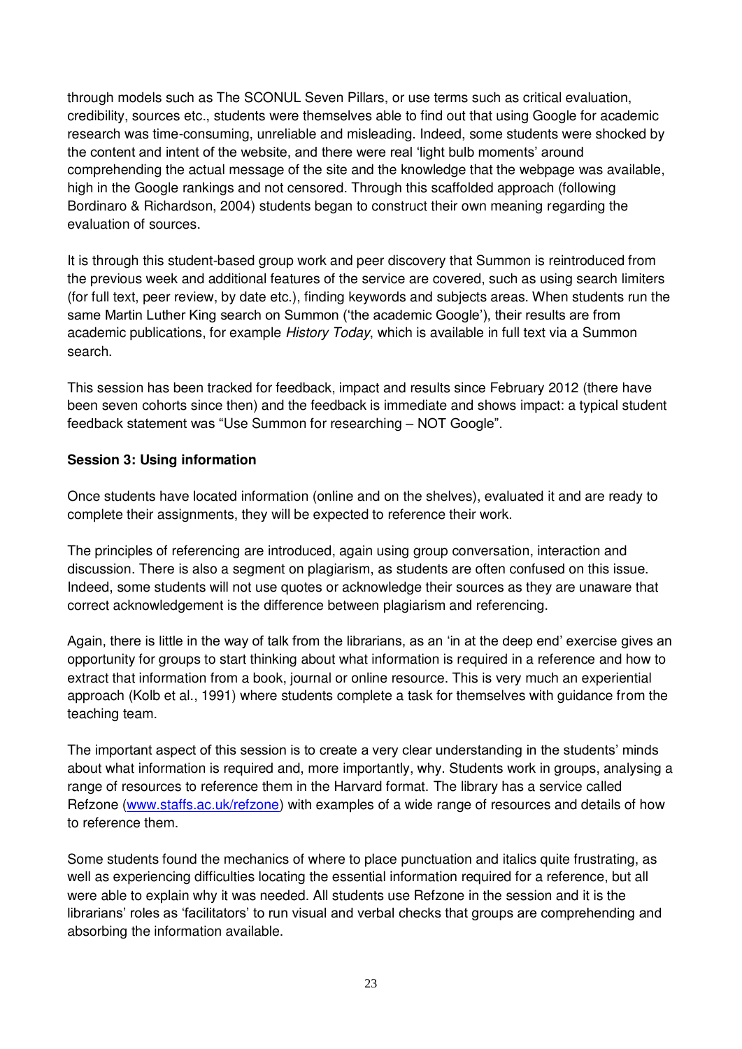through models such as The SCONUL Seven Pillars, or use terms such as critical evaluation, credibility, sources etc., students were themselves able to find out that using Google for academic research was time-consuming, unreliable and misleading. Indeed, some students were shocked by the content and intent of the website, and there were real 'light bulb moments' around comprehending the actual message of the site and the knowledge that the webpage was available, high in the Google rankings and not censored. Through this scaffolded approach (following Bordinaro & Richardson, 2004) students began to construct their own meaning regarding the evaluation of sources.

It is through this student-based group work and peer discovery that Summon is reintroduced from the previous week and additional features of the service are covered, such as using search limiters (for full text, peer review, by date etc.), finding keywords and subjects areas. When students run the same Martin Luther King search on Summon ('the academic Google'), their results are from academic publications, for example *History Today*, which is available in full text via a Summon search.

This session has been tracked for feedback, impact and results since February 2012 (there have been seven cohorts since then) and the feedback is immediate and shows impact: a typical student feedback statement was "Use Summon for researching – NOT Google".

**Session 3: Using information**

Once students have located information (online and on the shelves), evaluated it and are ready to complete their assignments, they will be expected to reference their work.

The principles of referencing are introduced, again using group conversation, interaction and discussion. There is also a segment on plagiarism, as students are often confused on this issue. Indeed, some students will not use quotes or acknowledge their sources as they are unaware that correct acknowledgement is the difference between plagiarism and referencing.

Again, there is little in the way of talk from the librarians, as an 'in at the deep end' exercise gives an opportunity for groups to start thinking about what information is required in a reference and how to extract that information from a book, journal or online resource. This is very much an experiential approach (Kolb et al., 1991) where students complete a task for themselves with guidance from the teaching team.

The important aspect of this session is to create a very clear understanding in the students' minds about what information is required and, more importantly, why. Students work in groups, analysing a range of resources to reference them in the Harvard format. The library has a service called Refzone (www.staffs.ac.uk/refzone) with examples of a wide range of resources and details of how to reference them.

Some students found the mechanics of where to place punctuation and italics quite frustrating, as well as experiencing difficulties locating the essential information required for a reference, but all were able to explain why it was needed. All students use Refzone in the session and it is the librarians' roles as 'facilitators' to run visual and verbal checks that groups are comprehending and absorbing the information available.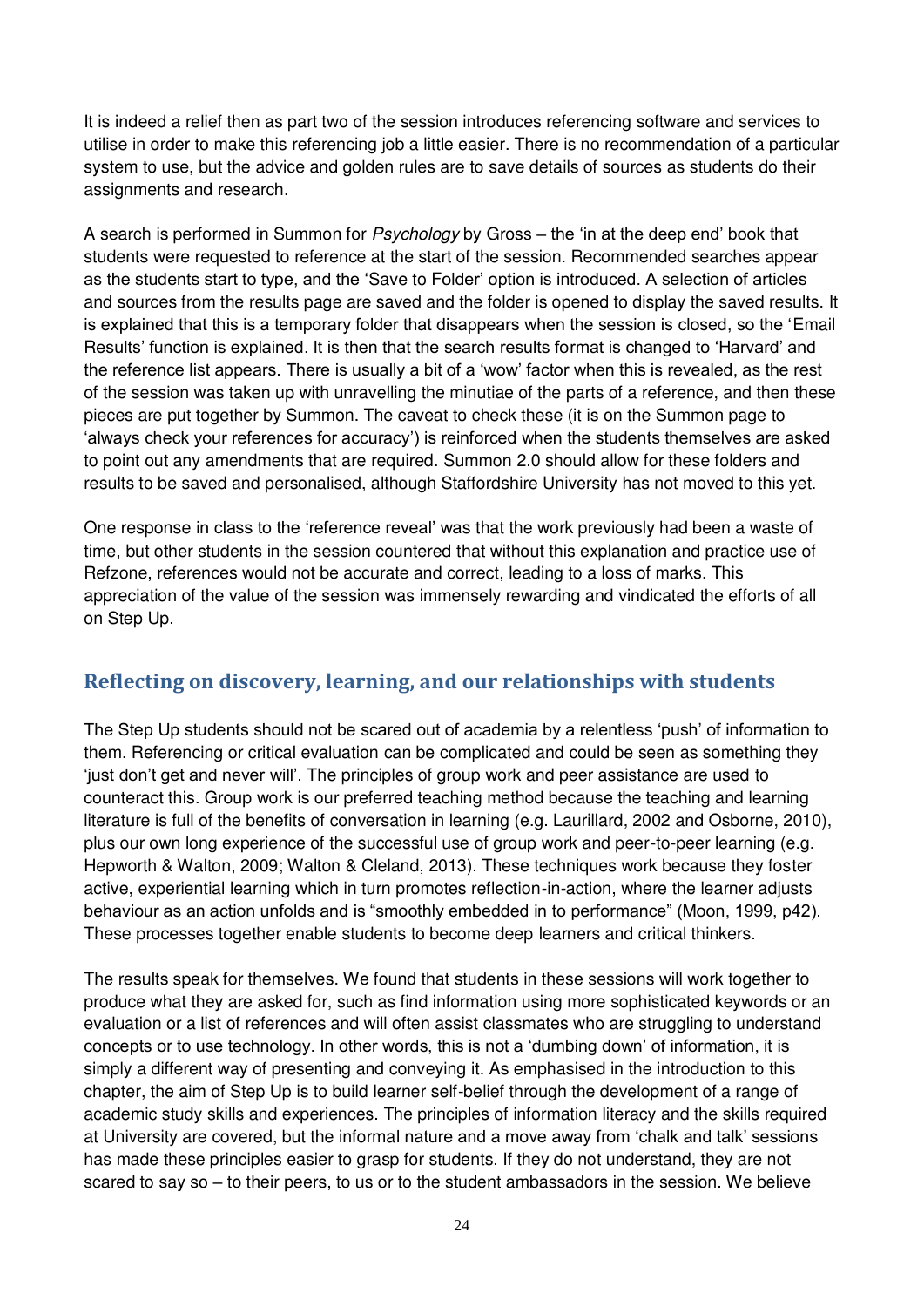It is indeed a relief then as part two of the session introduces referencing software and services to utilise in order to make this referencing job a little easier. There is no recommendation of a particular system to use, but the advice and golden rules are to save details of sources as students do their assignments and research.

A search is performed in Summon for *Psychology* by Gross – the 'in at the deep end' book that students were requested to reference at the start of the session. Recommended searches appear as the students start to type, and the 'Save to Folder' option is introduced. A selection of articles and sources from the results page are saved and the folder is opened to display the saved results. It is explained that this is a temporary folder that disappears when the session is closed, so the 'Email Results' function is explained. It is then that the search results format is changed to 'Harvard' and the reference list appears. There is usually a bit of a 'wow' factor when this is revealed, as the rest of the session was taken up with unravelling the minutiae of the parts of a reference, and then these pieces are put together by Summon. The caveat to check these (it is on the Summon page to 'always check your references for accuracy') is reinforced when the students themselves are asked to point out any amendments that are required. Summon 2.0 should allow for these folders and results to be saved and personalised, although Staffordshire University has not moved to this yet.

One response in class to the 'reference reveal' was that the work previously had been a waste of time, but other students in the session countered that without this explanation and practice use of Refzone, references would not be accurate and correct, leading to a loss of marks. This appreciation of the value of the session was immensely rewarding and vindicated the efforts of all on Step Up.

## Reflecting on discovery, learning, and our relationships with students

The Step Up students should not be scared out of academia by a relentless 'push' of information to them. Referencing or critical evaluation can be complicated and could be seen as something they 'just don't get and never will'. The principles of group work and peer assistance are used to counteract this. Group work is our preferred teaching method because the teaching and learning literature is full of the benefits of conversation in learning (e.g. Laurillard, 2002 and Osborne, 2010), plus our own long experience of the successful use of group work and peer-to-peer learning (e.g. Hepworth & Walton, 2009; Walton & Cleland, 2013). These techniques work because they foster active, experiential learning which in turn promotes reflection-in-action, where the learner adjusts behaviour as an action unfolds and is "smoothly embedded in to performance" (Moon, 1999, p42). These processes together enable students to become deep learners and critical thinkers.

The results speak for themselves. We found that students in these sessions will work together to produce what they are asked for, such as find information using more sophisticated keywords or an evaluation or a list of references and will often assist classmates who are struggling to understand concepts or to use technology. In other words, this is not a 'dumbing down' of information, it is simply a different way of presenting and conveying it. As emphasised in the introduction to this chapter, the aim of Step Up is to build learner self-belief through the development of a range of academic study skills and experiences. The principles of information literacy and the skills required at University are covered, but the informal nature and a move away from 'chalk and talk' sessions has made these principles easier to grasp for students. If they do not understand, they are not scared to say so – to their peers, to us or to the student ambassadors in the session. We believe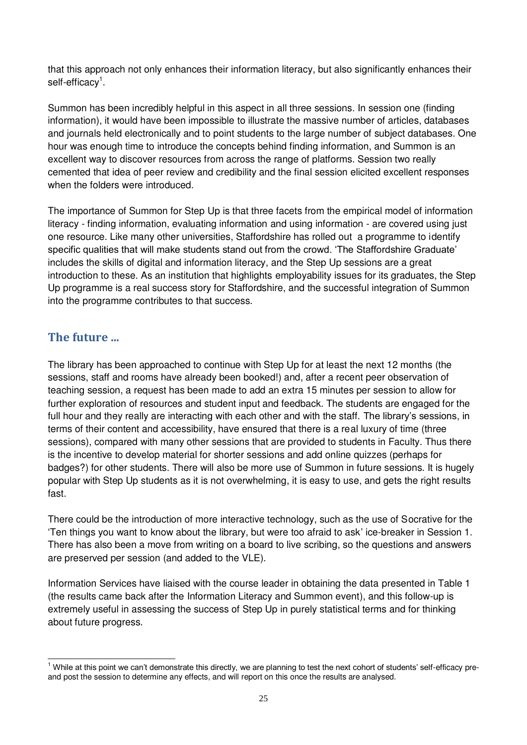that this approach not only enhances their information literacy, but also significantly enhances their self-efficacy[1].

Summon has been incredibly helpful in this aspect in all three sessions. In session one (finding information), it would have been impossible to illustrate the massive number of articles, databases and journals held electronically and to point students to the large number of subject databases. One hour was enough time to introduce the concepts behind finding information, and Summon is an excellent way to discover resources from across the range of platforms. Session two really cemented that idea of peer review and credibility and the final session elicited excellent responses when the folders were introduced.

The importance of Summon for Step Up is that three facets from the empirical model of information literacy - finding information, evaluating information and using information - are covered using just one resource. Like many other universities, Staffordshire has rolled out a programme to identify specific qualities that will make students stand out from the crowd. 'The Staffordshire Graduate' includes the skills of digital and information literacy, and the Step Up sessions are a great introduction to these. As an institution that highlights employability issues for its graduates, the Step Up programme is a real success story for Staffordshire, and the successful integration of Summon into the programme contributes to that success.

## The future ...

The library has been approached to continue with Step Up for at least the next 12 months (the sessions, staff and rooms have already been booked!) and, after a recent peer observation of teaching session, a request has been made to add an extra 15 minutes per session to allow for further exploration of resources and student input and feedback. The students are engaged for the full hour and they really are interacting with each other and with the staff. The library's sessions, in terms of their content and accessibility, have ensured that there is a real luxury of time (three sessions), compared with many other sessions that are provided to students in Faculty. Thus there is the incentive to develop material for shorter sessions and add online quizzes (perhaps for badges?) for other students. There will also be more use of Summon in future sessions. It is hugely popular with Step Up students as it is not overwhelming, it is easy to use, and gets the right results fast.

There could be the introduction of more interactive technology, such as the use of Socrative for the 'Ten things you want to know about the library, but were too afraid to ask' ice-breaker in Session 1. There has also been a move from writing on a board to live scribing, so the questions and answers are preserved per session (and added to the VLE).

Information Services have liaised with the course leader in obtaining the data presented in Table 1 (the results came back after the Information Literacy and Summon event), and this follow-up is extremely useful in assessing the success of Step Up in purely statistical terms and for thinking about future progress.

[1] While at this point we can't demonstrate this directly, we are planning to test the next cohort of students' self-efficacy pre- and post the session to determine any effects, and will report on this once the results are analysed.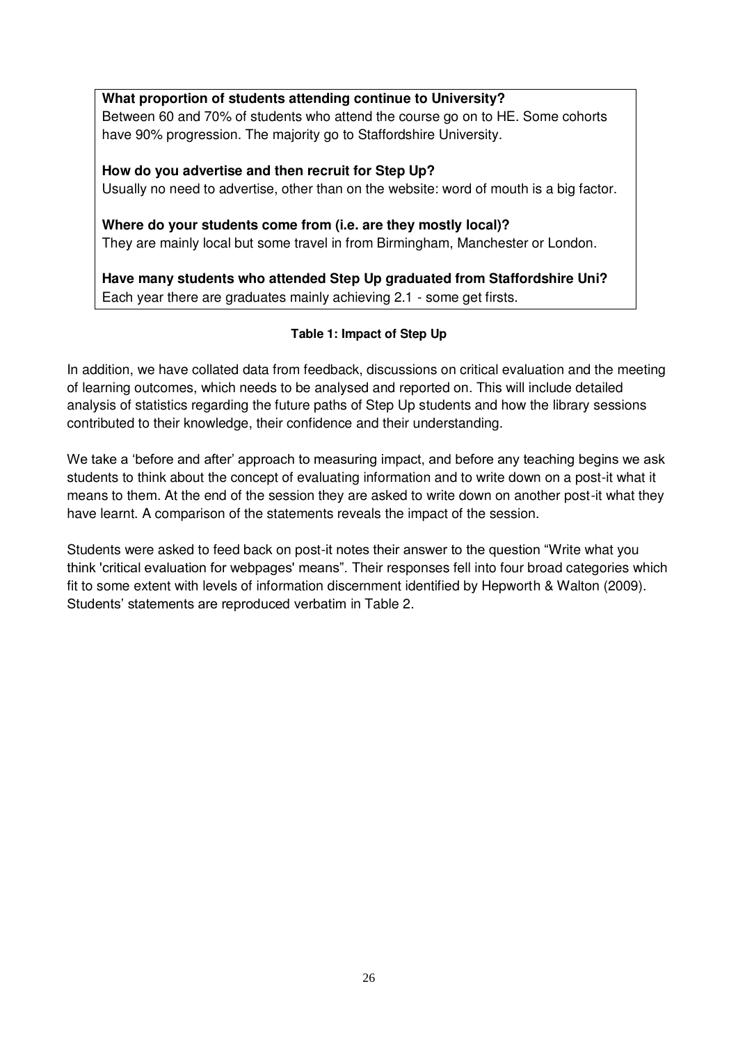**What proportion of students attending continue to University?**
Between 60 and 70% of students who attend the course go on to HE. Some cohorts have 90% progression. The majority go to Staffordshire University.

**How do you advertise and then recruit for Step Up?**
Usually no need to advertise, other than on the website: word of mouth is a big factor.

**Where do your students come from (i.e. are they mostly local)?**
They are mainly local but some travel in from Birmingham, Manchester or London.

**Have many students who attended Step Up graduated from Staffordshire Uni?**
Each year there are graduates mainly achieving 2.1 - some get firsts.

**Table 1: Impact of Step Up**

In addition, we have collated data from feedback, discussions on critical evaluation and the meeting of learning outcomes, which needs to be analysed and reported on. This will include detailed analysis of statistics regarding the future paths of Step Up students and how the library sessions contributed to their knowledge, their confidence and their understanding.

We take a 'before and after' approach to measuring impact, and before any teaching begins we ask students to think about the concept of evaluating information and to write down on a post-it what it means to them. At the end of the session they are asked to write down on another post-it what they have learnt. A comparison of the statements reveals the impact of the session.

Students were asked to feed back on post-it notes their answer to the question "Write what you think 'critical evaluation for webpages' means". Their responses fell into four broad categories which fit to some extent with levels of information discernment identified by Hepworth & Walton (2009). Students' statements are reproduced verbatim in Table 2.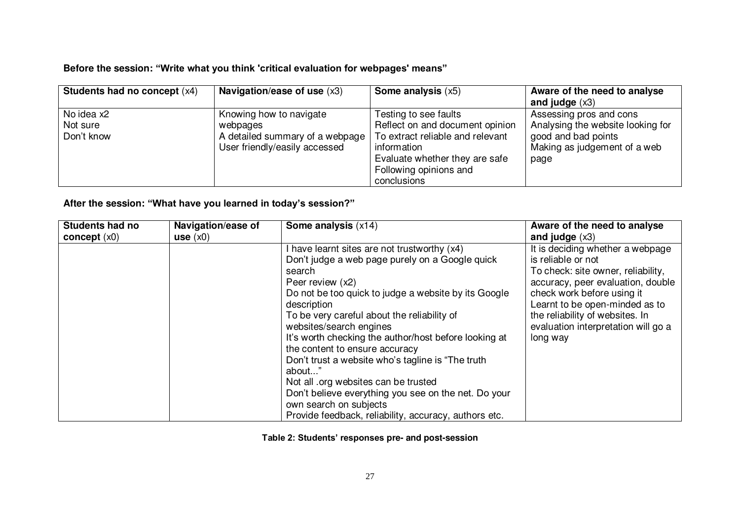**Before the session: "Write what you think 'critical evaluation for webpages' means"**

| **Students had no concept** (x4) | **Navigation/ease of use** (x3) | **Some analysis** (x5) | **Aware of the need to analyse and judge** (x3) |
|---|---|---|---|
| No idea x2<br>Not sure<br>Don't know | Knowing how to navigate webpages<br>A detailed summary of a webpage<br>User friendly/easily accessed | Testing to see faults<br>Reflect on and document opinion<br>To extract reliable and relevant information<br>Evaluate whether they are safe<br>Following opinions and conclusions | Assessing pros and cons<br>Analysing the website looking for good and bad points<br>Making as judgement of a web page |

**After the session: "What have you learned in today's session?"**

| **Students had no concept** (x0) | **Navigation/ease of use** (x0) | **Some analysis** (x14) | **Aware of the need to analyse and judge** (x3) |
|---|---|---|---|
| | | I have learnt sites are not trustworthy (x4)<br>Don't judge a web page purely on a Google quick search<br>Peer review (x2)<br>Do not be too quick to judge a website by its Google description<br>To be very careful about the reliability of websites/search engines<br>It's worth checking the author/host before looking at the content to ensure accuracy<br>Don't trust a website who's tagline is "The truth about..."<br>Not all .org websites can be trusted<br>Don't believe everything you see on the net. Do your own search on subjects<br>Provide feedback, reliability, accuracy, authors etc. | It is deciding whether a webpage is reliable or not<br>To check: site owner, reliability, accuracy, peer evaluation, double check work before using it<br>Learnt to be open-minded as to the reliability of websites. In evaluation interpretation will go a long way |

**Table 2: Students' responses pre- and post-session**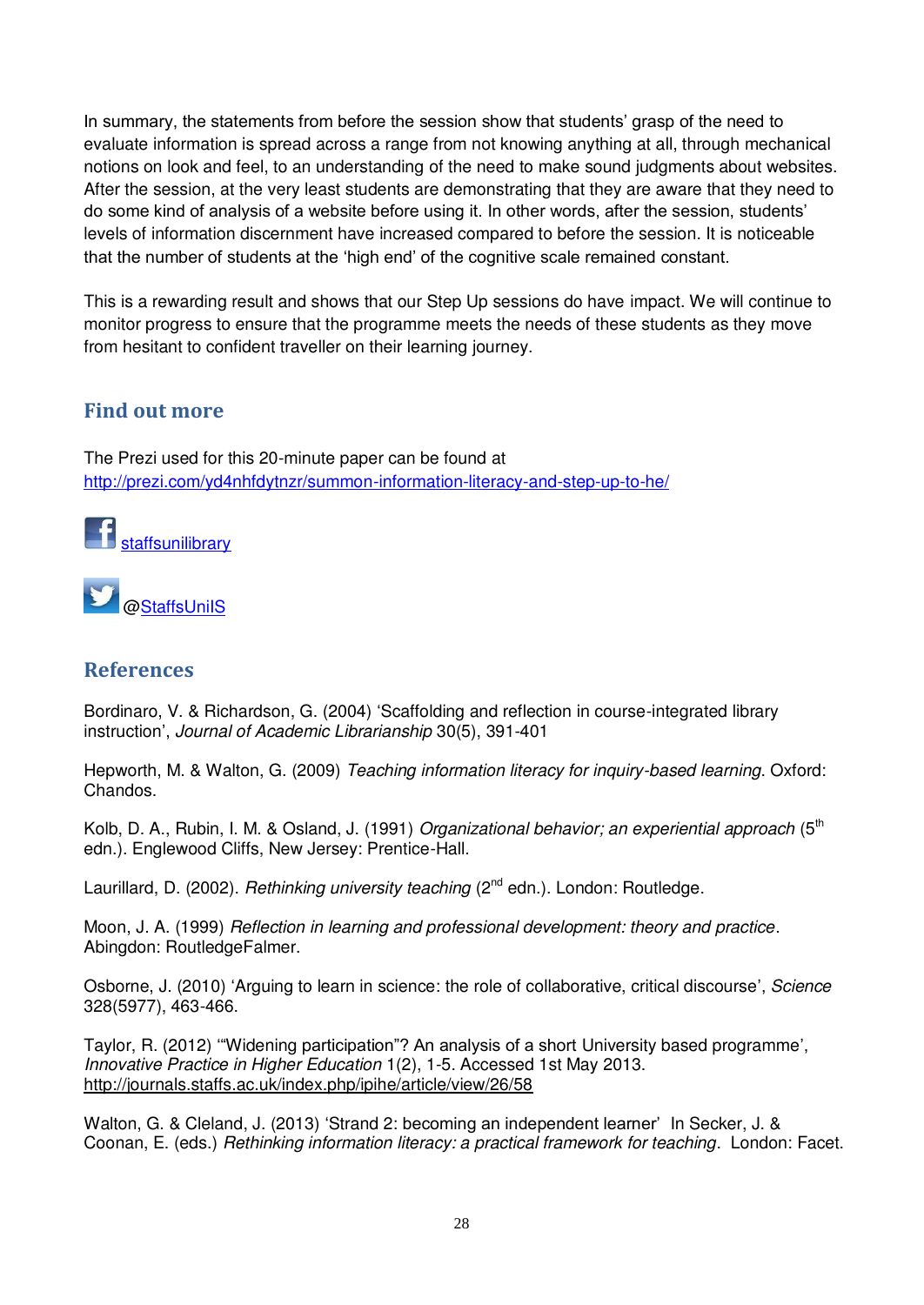In summary, the statements from before the session show that students' grasp of the need to evaluate information is spread across a range from not knowing anything at all, through mechanical notions on look and feel, to an understanding of the need to make sound judgments about websites. After the session, at the very least students are demonstrating that they are aware that they need to do some kind of analysis of a website before using it. In other words, after the session, students' levels of information discernment have increased compared to before the session. It is noticeable that the number of students at the 'high end' of the cognitive scale remained constant.

This is a rewarding result and shows that our Step Up sessions do have impact. We will continue to monitor progress to ensure that the programme meets the needs of these students as they move from hesitant to confident traveller on their learning journey.

## Find out more

The Prezi used for this 20-minute paper can be found at
[http://prezi.com/yd4nhfdytnzr/summon-information-literacy-and-step-up-to-he/](http://prezi.com/yd4nhfdytnzr/summon-information-literacy-and-step-up-to-he/)

[staffsunilibrary](staffsunilibrary)

@[StaffsUniIS](StaffsUniIS)

## References

Bordinaro, V. & Richardson, G. (2004) 'Scaffolding and reflection in course-integrated library instruction', *Journal of Academic Librarianship* 30(5), 391-401

Hepworth, M. & Walton, G. (2009) *Teaching information literacy for inquiry-based learning*. Oxford: Chandos.

Kolb, D. A., Rubin, I. M. & Osland, J. (1991) *Organizational behavior; an experiential approach* (5th edn.). Englewood Cliffs, New Jersey: Prentice-Hall.

Laurillard, D. (2002). *Rethinking university teaching* (2nd edn.). London: Routledge.

Moon, J. A. (1999) *Reflection in learning and professional development: theory and practice*. Abingdon: RoutledgeFalmer.

Osborne, J. (2010) 'Arguing to learn in science: the role of collaborative, critical discourse', *Science* 328(5977), 463-466.

Taylor, R. (2012) '"Widening participation"? An analysis of a short University based programme', *Innovative Practice in Higher Education* 1(2), 1-5. Accessed 1st May 2013. [http://journals.staffs.ac.uk/index.php/ipihe/article/view/26/58](http://journals.staffs.ac.uk/index.php/ipihe/article/view/26/58)

Walton, G. & Cleland, J. (2013) 'Strand 2: becoming an independent learner' In Secker, J. & Coonan, E. (eds.) *Rethinking information literacy: a practical framework for teaching*. London: Facet.